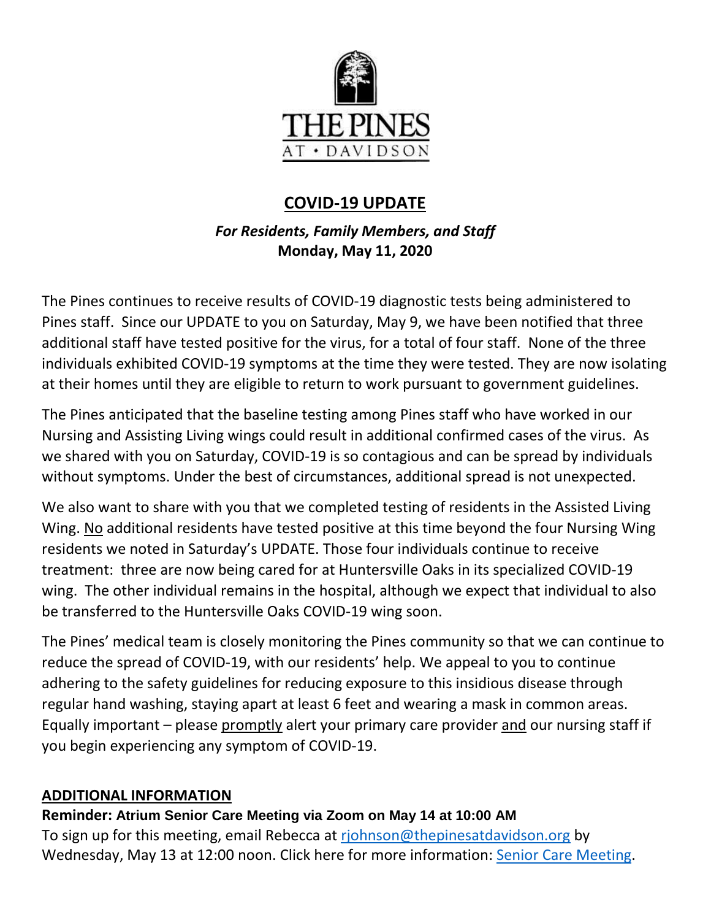THE PINES

AT • DAVIDSON

# COVID-19 UPDATE

***For Residents, Family Members, and Staff***

**Monday, May 11, 2020**

The Pines continues to receive results of COVID-19 diagnostic tests being administered to Pines staff. Since our UPDATE to you on Saturday, May 9, we have been notified that three additional staff have tested positive for the virus, for a total of four staff. None of the three individuals exhibited COVID-19 symptoms at the time they were tested. They are now isolating at their homes until they are eligible to return to work pursuant to government guidelines.

The Pines anticipated that the baseline testing among Pines staff who have worked in our Nursing and Assisting Living wings could result in additional confirmed cases of the virus. As we shared with you on Saturday, COVID-19 is so contagious and can be spread by individuals without symptoms. Under the best of circumstances, additional spread is not unexpected.

We also want to share with you that we completed testing of residents in the Assisted Living Wing. No additional residents have tested positive at this time beyond the four Nursing Wing residents we noted in Saturday's UPDATE. Those four individuals continue to receive treatment: three are now being cared for at Huntersville Oaks in its specialized COVID-19 wing. The other individual remains in the hospital, although we expect that individual to also be transferred to the Huntersville Oaks COVID-19 wing soon.

The Pines' medical team is closely monitoring the Pines community so that we can continue to reduce the spread of COVID-19, with our residents' help. We appeal to you to continue adhering to the safety guidelines for reducing exposure to this insidious disease through regular hand washing, staying apart at least 6 feet and wearing a mask in common areas. Equally important – please promptly alert your primary care provider and our nursing staff if you begin experiencing any symptom of COVID-19.

## ADDITIONAL INFORMATION

**Reminder: Atrium Senior Care Meeting via Zoom on May 14 at 10:00 AM**

To sign up for this meeting, email Rebecca at rjohnson@thepinesatdavidson.org by Wednesday, May 13 at 12:00 noon. Click here for more information: Senior Care Meeting.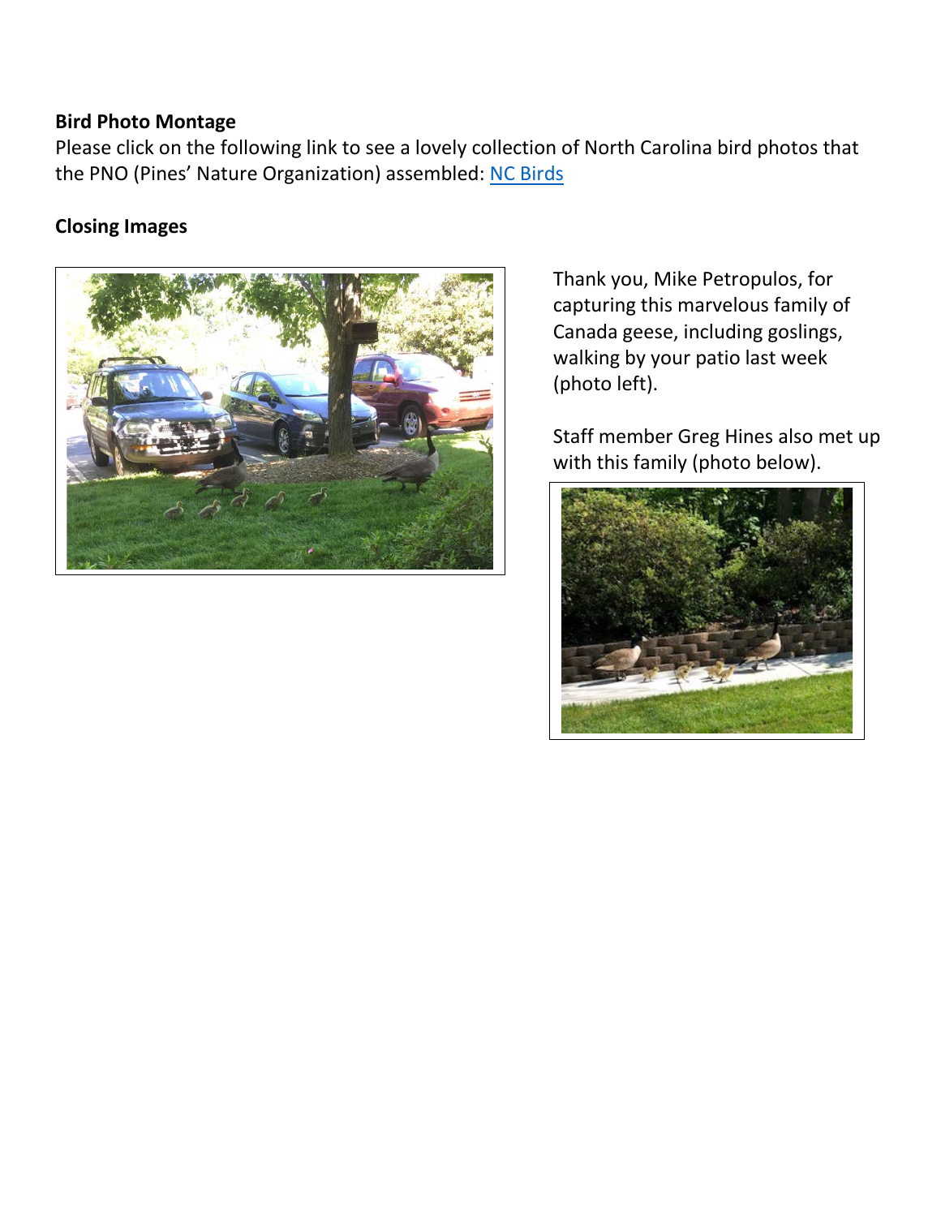**Bird Photo Montage**

Please click on the following link to see a lovely collection of North Carolina bird photos that the PNO (Pines' Nature Organization) assembled: NC Birds

**Closing Images**

Thank you, Mike Petropulos, for capturing this marvelous family of Canada geese, including goslings, walking by your patio last week (photo left).

Staff member Greg Hines also met up with this family (photo below).